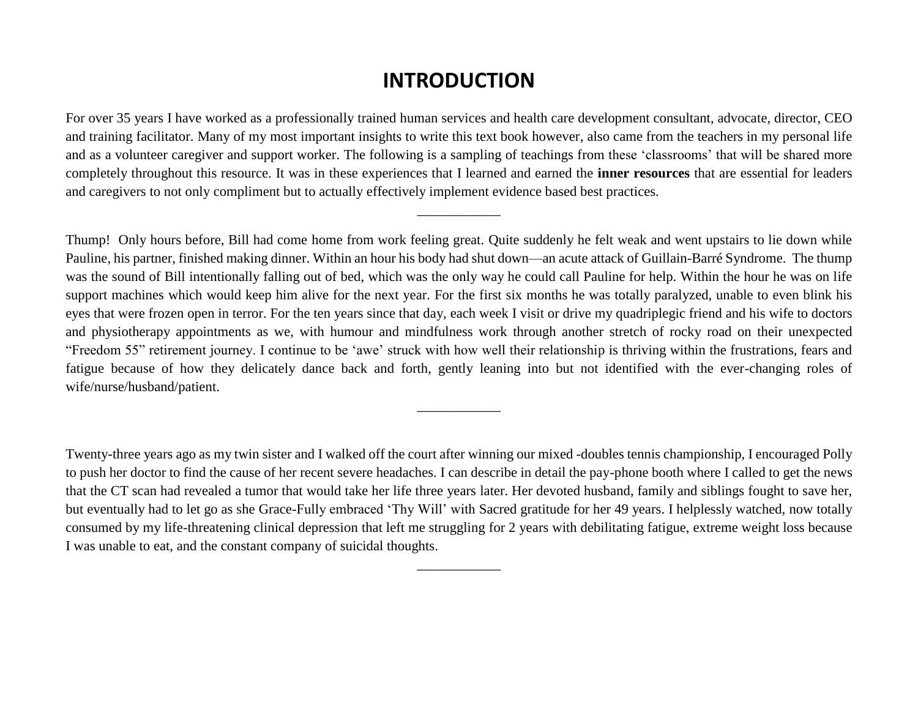# INTRODUCTION

For over 35 years I have worked as a professionally trained human services and health care development consultant, advocate, director, CEO and training facilitator. Many of my most important insights to write this text book however, also came from the teachers in my personal life and as a volunteer caregiver and support worker. The following is a sampling of teachings from these 'classrooms' that will be shared more completely throughout this resource. It was in these experiences that I learned and earned the **inner resources** that are essential for leaders and caregivers to not only compliment but to actually effectively implement evidence based best practices.

\_\_\_\_\_\_\_\_\_\_\_\_

Thump! Only hours before, Bill had come home from work feeling great. Quite suddenly he felt weak and went upstairs to lie down while Pauline, his partner, finished making dinner. Within an hour his body had shut down—an acute attack of Guillain-Barré Syndrome. The thump was the sound of Bill intentionally falling out of bed, which was the only way he could call Pauline for help. Within the hour he was on life support machines which would keep him alive for the next year. For the first six months he was totally paralyzed, unable to even blink his eyes that were frozen open in terror. For the ten years since that day, each week I visit or drive my quadriplegic friend and his wife to doctors and physiotherapy appointments as we, with humour and mindfulness work through another stretch of rocky road on their unexpected "Freedom 55" retirement journey. I continue to be 'awe' struck with how well their relationship is thriving within the frustrations, fears and fatigue because of how they delicately dance back and forth, gently leaning into but not identified with the ever-changing roles of wife/nurse/husband/patient.

\_\_\_\_\_\_\_\_\_\_\_\_

Twenty-three years ago as my twin sister and I walked off the court after winning our mixed -doubles tennis championship, I encouraged Polly to push her doctor to find the cause of her recent severe headaches. I can describe in detail the pay-phone booth where I called to get the news that the CT scan had revealed a tumor that would take her life three years later. Her devoted husband, family and siblings fought to save her, but eventually had to let go as she Grace-Fully embraced 'Thy Will' with Sacred gratitude for her 49 years. I helplessly watched, now totally consumed by my life-threatening clinical depression that left me struggling for 2 years with debilitating fatigue, extreme weight loss because I was unable to eat, and the constant company of suicidal thoughts.

\_\_\_\_\_\_\_\_\_\_\_\_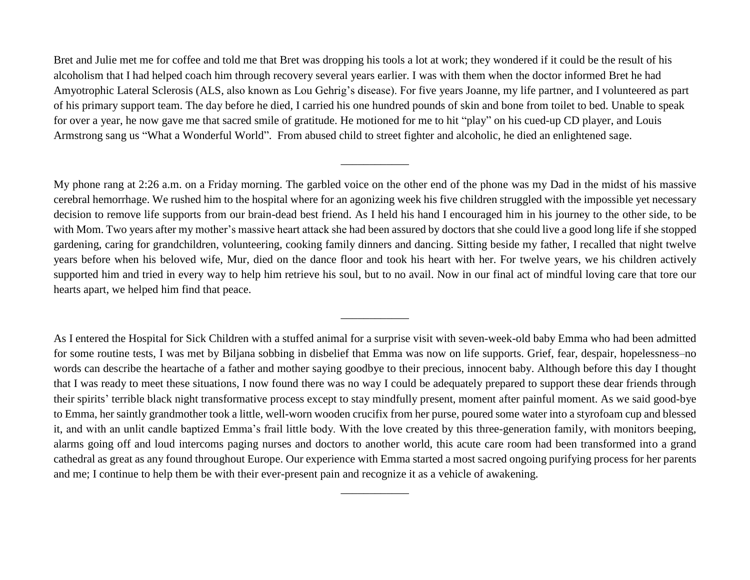Bret and Julie met me for coffee and told me that Bret was dropping his tools a lot at work; they wondered if it could be the result of his alcoholism that I had helped coach him through recovery several years earlier. I was with them when the doctor informed Bret he had Amyotrophic Lateral Sclerosis (ALS, also known as Lou Gehrig's disease). For five years Joanne, my life partner, and I volunteered as part of his primary support team. The day before he died, I carried his one hundred pounds of skin and bone from toilet to bed. Unable to speak for over a year, he now gave me that sacred smile of gratitude. He motioned for me to hit "play" on his cued-up CD player, and Louis Armstrong sang us "What a Wonderful World". From abused child to street fighter and alcoholic, he died an enlightened sage.

___________

My phone rang at 2:26 a.m. on a Friday morning. The garbled voice on the other end of the phone was my Dad in the midst of his massive cerebral hemorrhage. We rushed him to the hospital where for an agonizing week his five children struggled with the impossible yet necessary decision to remove life supports from our brain-dead best friend. As I held his hand I encouraged him in his journey to the other side, to be with Mom. Two years after my mother's massive heart attack she had been assured by doctors that she could live a good long life if she stopped gardening, caring for grandchildren, volunteering, cooking family dinners and dancing. Sitting beside my father, I recalled that night twelve years before when his beloved wife, Mur, died on the dance floor and took his heart with her. For twelve years, we his children actively supported him and tried in every way to help him retrieve his soul, but to no avail. Now in our final act of mindful loving care that tore our hearts apart, we helped him find that peace.

___________

As I entered the Hospital for Sick Children with a stuffed animal for a surprise visit with seven-week-old baby Emma who had been admitted for some routine tests, I was met by Biljana sobbing in disbelief that Emma was now on life supports. Grief, fear, despair, hopelessness–no words can describe the heartache of a father and mother saying goodbye to their precious, innocent baby. Although before this day I thought that I was ready to meet these situations, I now found there was no way I could be adequately prepared to support these dear friends through their spirits' terrible black night transformative process except to stay mindfully present, moment after painful moment. As we said good-bye to Emma, her saintly grandmother took a little, well-worn wooden crucifix from her purse, poured some water into a styrofoam cup and blessed it, and with an unlit candle baptized Emma's frail little body. With the love created by this three-generation family, with monitors beeping, alarms going off and loud intercoms paging nurses and doctors to another world, this acute care room had been transformed into a grand cathedral as great as any found throughout Europe. Our experience with Emma started a most sacred ongoing purifying process for her parents and me; I continue to help them be with their ever-present pain and recognize it as a vehicle of awakening.

___________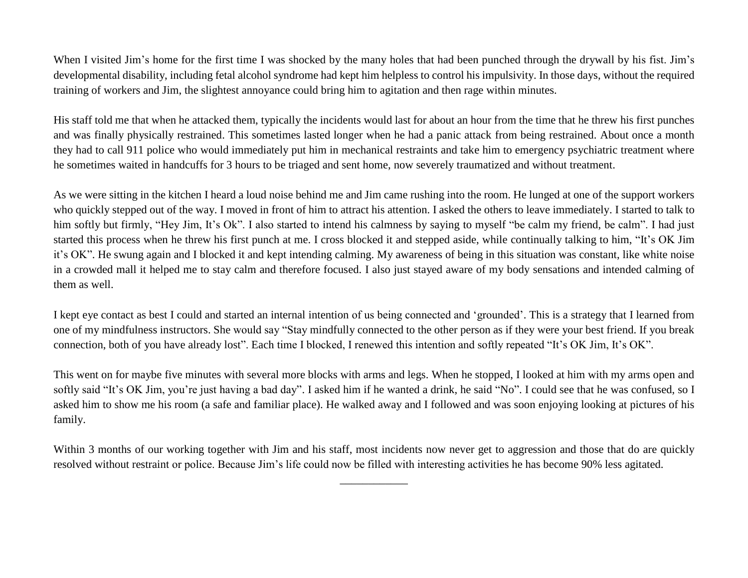When I visited Jim's home for the first time I was shocked by the many holes that had been punched through the drywall by his fist. Jim's developmental disability, including fetal alcohol syndrome had kept him helpless to control his impulsivity. In those days, without the required training of workers and Jim, the slightest annoyance could bring him to agitation and then rage within minutes.

His staff told me that when he attacked them, typically the incidents would last for about an hour from the time that he threw his first punches and was finally physically restrained. This sometimes lasted longer when he had a panic attack from being restrained. About once a month they had to call 911 police who would immediately put him in mechanical restraints and take him to emergency psychiatric treatment where he sometimes waited in handcuffs for 3 hours to be triaged and sent home, now severely traumatized and without treatment.

As we were sitting in the kitchen I heard a loud noise behind me and Jim came rushing into the room. He lunged at one of the support workers who quickly stepped out of the way. I moved in front of him to attract his attention. I asked the others to leave immediately. I started to talk to him softly but firmly, "Hey Jim, It's Ok". I also started to intend his calmness by saying to myself "be calm my friend, be calm". I had just started this process when he threw his first punch at me. I cross blocked it and stepped aside, while continually talking to him, "It's OK Jim it's OK". He swung again and I blocked it and kept intending calming. My awareness of being in this situation was constant, like white noise in a crowded mall it helped me to stay calm and therefore focused. I also just stayed aware of my body sensations and intended calming of them as well.

I kept eye contact as best I could and started an internal intention of us being connected and 'grounded'. This is a strategy that I learned from one of my mindfulness instructors. She would say "Stay mindfully connected to the other person as if they were your best friend. If you break connection, both of you have already lost". Each time I blocked, I renewed this intention and softly repeated "It's OK Jim, It's OK".

This went on for maybe five minutes with several more blocks with arms and legs. When he stopped, I looked at him with my arms open and softly said "It's OK Jim, you're just having a bad day". I asked him if he wanted a drink, he said "No". I could see that he was confused, so I asked him to show me his room (a safe and familiar place). He walked away and I followed and was soon enjoying looking at pictures of his family.

Within 3 months of our working together with Jim and his staff, most incidents now never get to aggression and those that do are quickly resolved without restraint or police. Because Jim's life could now be filled with interesting activities he has become 90% less agitated.

___________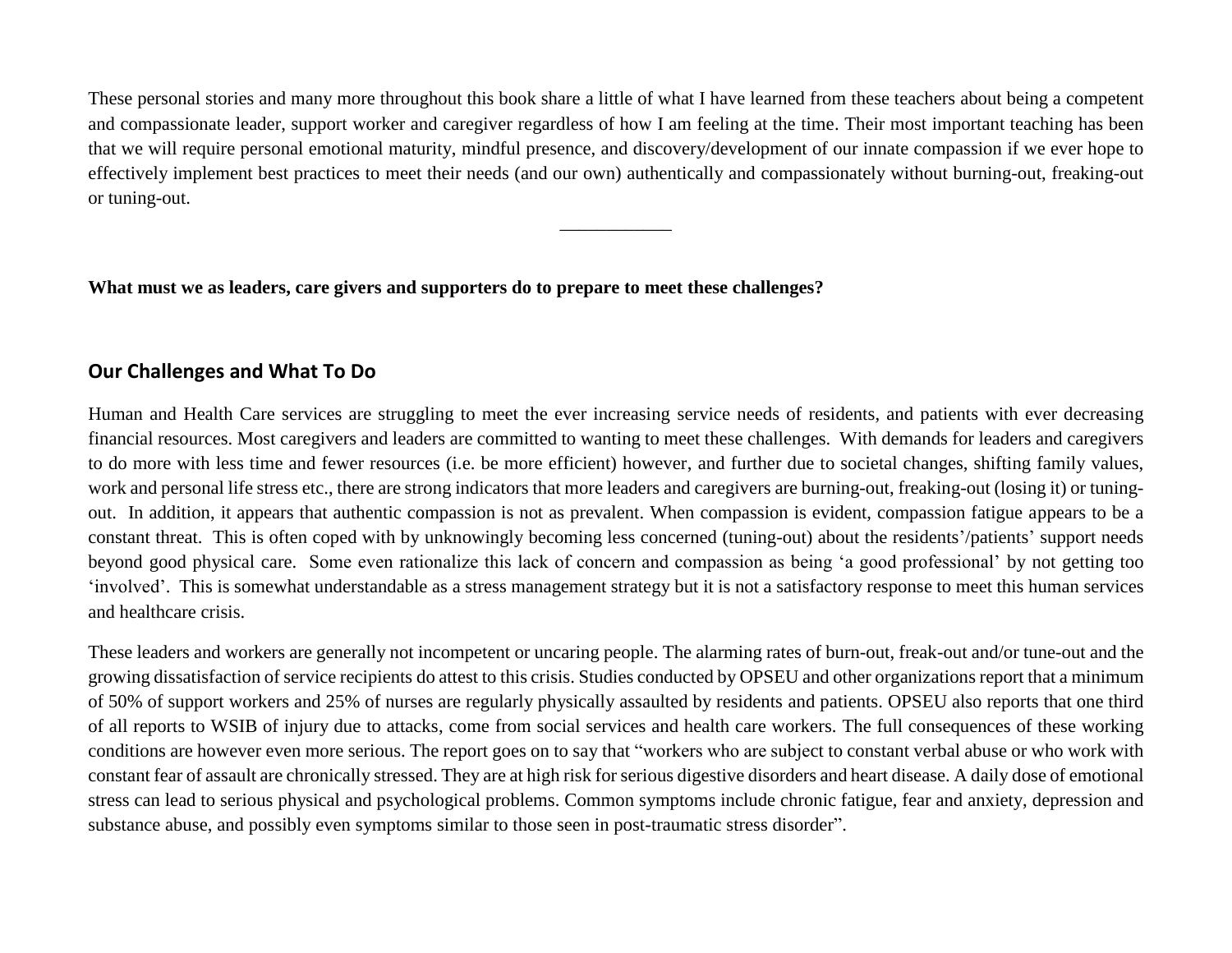These personal stories and many more throughout this book share a little of what I have learned from these teachers about being a competent and compassionate leader, support worker and caregiver regardless of how I am feeling at the time. Their most important teaching has been that we will require personal emotional maturity, mindful presence, and discovery/development of our innate compassion if we ever hope to effectively implement best practices to meet their needs (and our own) authentically and compassionately without burning-out, freaking-out or tuning-out.

___________

**What must we as leaders, care givers and supporters do to prepare to meet these challenges?**

## Our Challenges and What To Do

Human and Health Care services are struggling to meet the ever increasing service needs of residents, and patients with ever decreasing financial resources. Most caregivers and leaders are committed to wanting to meet these challenges. With demands for leaders and caregivers to do more with less time and fewer resources (i.e. be more efficient) however, and further due to societal changes, shifting family values, work and personal life stress etc., there are strong indicators that more leaders and caregivers are burning-out, freaking-out (losing it) or tuning-out. In addition, it appears that authentic compassion is not as prevalent. When compassion is evident, compassion fatigue appears to be a constant threat. This is often coped with by unknowingly becoming less concerned (tuning-out) about the residents'/patients' support needs beyond good physical care. Some even rationalize this lack of concern and compassion as being 'a good professional' by not getting too 'involved'. This is somewhat understandable as a stress management strategy but it is not a satisfactory response to meet this human services and healthcare crisis.

These leaders and workers are generally not incompetent or uncaring people. The alarming rates of burn-out, freak-out and/or tune-out and the growing dissatisfaction of service recipients do attest to this crisis. Studies conducted by OPSEU and other organizations report that a minimum of 50% of support workers and 25% of nurses are regularly physically assaulted by residents and patients. OPSEU also reports that one third of all reports to WSIB of injury due to attacks, come from social services and health care workers. The full consequences of these working conditions are however even more serious. The report goes on to say that "workers who are subject to constant verbal abuse or who work with constant fear of assault are chronically stressed. They are at high risk for serious digestive disorders and heart disease. A daily dose of emotional stress can lead to serious physical and psychological problems. Common symptoms include chronic fatigue, fear and anxiety, depression and substance abuse, and possibly even symptoms similar to those seen in post-traumatic stress disorder".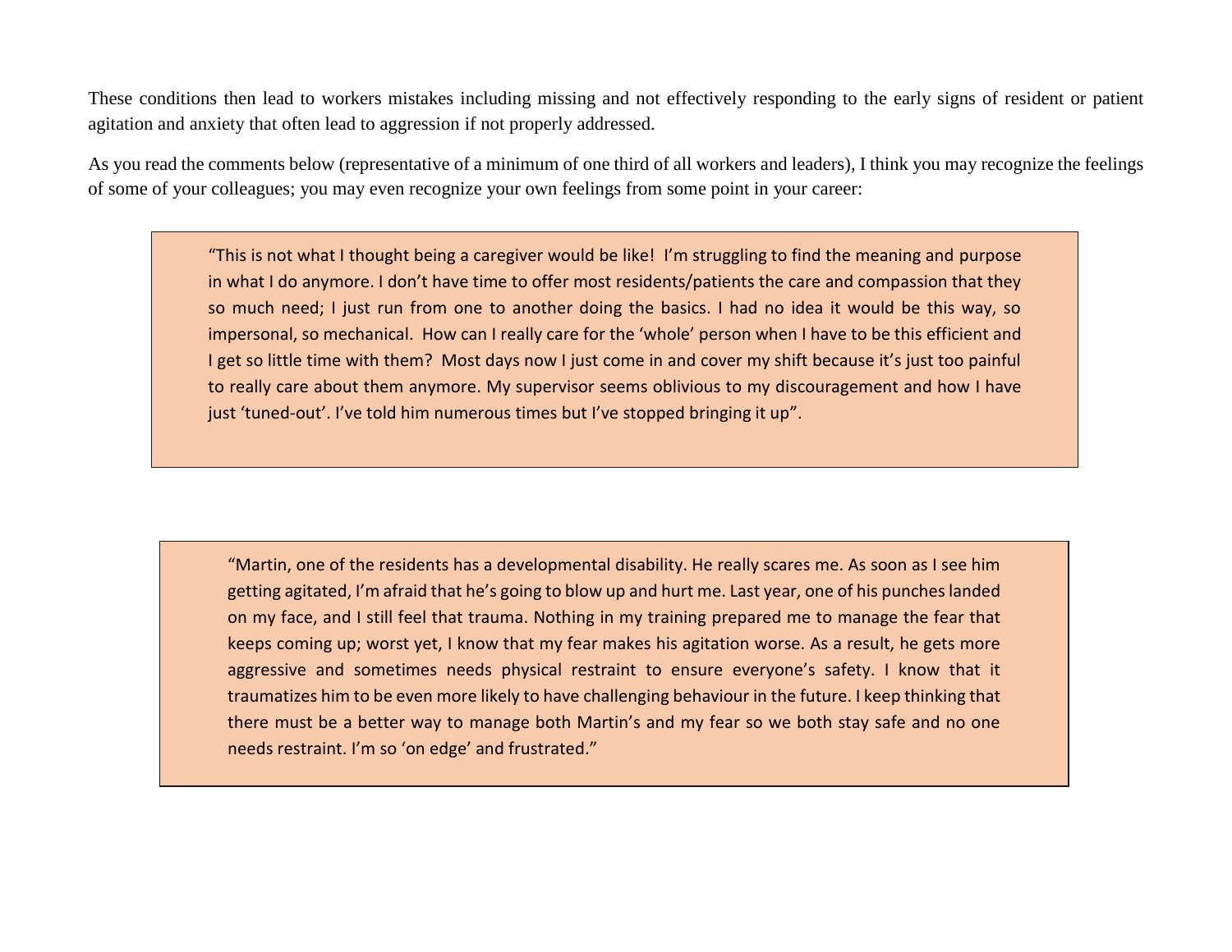These conditions then lead to workers mistakes including missing and not effectively responding to the early signs of resident or patient agitation and anxiety that often lead to aggression if not properly addressed.

As you read the comments below (representative of a minimum of one third of all workers and leaders), I think you may recognize the feelings of some of your colleagues; you may even recognize your own feelings from some point in your career:

> "This is not what I thought being a caregiver would be like! I'm struggling to find the meaning and purpose in what I do anymore. I don't have time to offer most residents/patients the care and compassion that they so much need; I just run from one to another doing the basics. I had no idea it would be this way, so impersonal, so mechanical. How can I really care for the 'whole' person when I have to be this efficient and I get so little time with them? Most days now I just come in and cover my shift because it's just too painful to really care about them anymore. My supervisor seems oblivious to my discouragement and how I have just 'tuned-out'. I've told him numerous times but I've stopped bringing it up".

> "Martin, one of the residents has a developmental disability. He really scares me. As soon as I see him getting agitated, I'm afraid that he's going to blow up and hurt me. Last year, one of his punches landed on my face, and I still feel that trauma. Nothing in my training prepared me to manage the fear that keeps coming up; worst yet, I know that my fear makes his agitation worse. As a result, he gets more aggressive and sometimes needs physical restraint to ensure everyone's safety. I know that it traumatizes him to be even more likely to have challenging behaviour in the future. I keep thinking that there must be a better way to manage both Martin's and my fear so we both stay safe and no one needs restraint. I'm so 'on edge' and frustrated."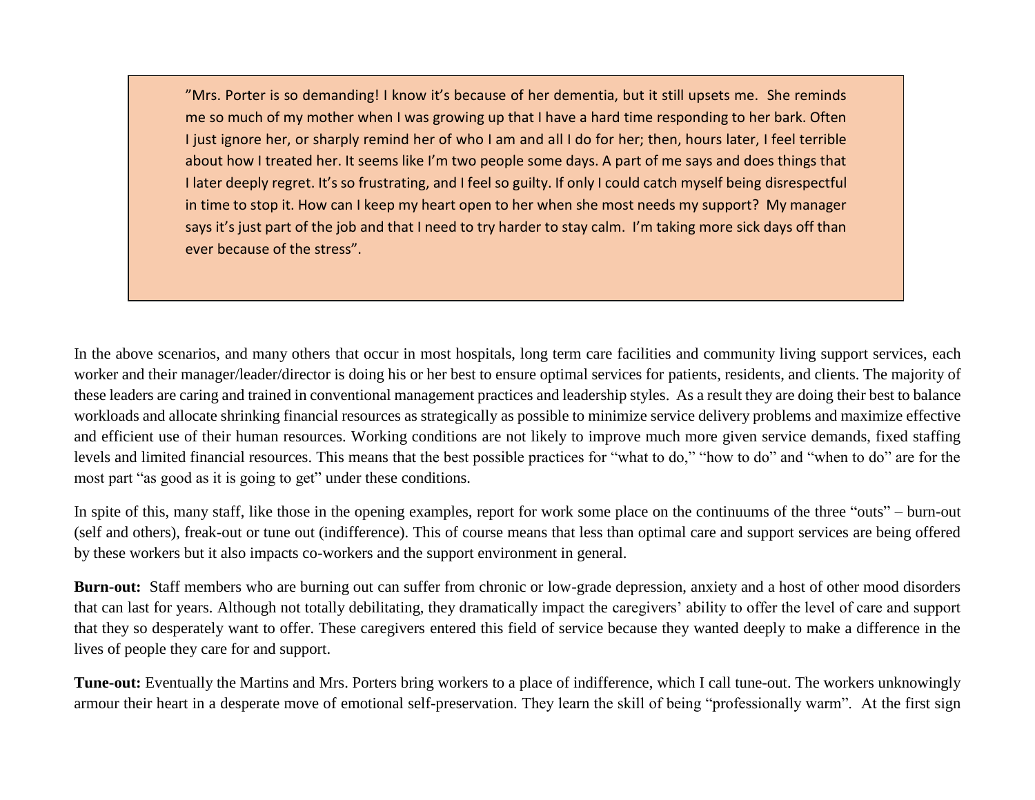> ”Mrs. Porter is so demanding! I know it’s because of her dementia, but it still upsets me. She reminds me so much of my mother when I was growing up that I have a hard time responding to her bark. Often I just ignore her, or sharply remind her of who I am and all I do for her; then, hours later, I feel terrible about how I treated her. It seems like I’m two people some days. A part of me says and does things that I later deeply regret. It’s so frustrating, and I feel so guilty. If only I could catch myself being disrespectful in time to stop it. How can I keep my heart open to her when she most needs my support? My manager says it’s just part of the job and that I need to try harder to stay calm. I’m taking more sick days off than ever because of the stress”.

In the above scenarios, and many others that occur in most hospitals, long term care facilities and community living support services, each worker and their manager/leader/director is doing his or her best to ensure optimal services for patients, residents, and clients. The majority of these leaders are caring and trained in conventional management practices and leadership styles. As a result they are doing their best to balance workloads and allocate shrinking financial resources as strategically as possible to minimize service delivery problems and maximize effective and efficient use of their human resources. Working conditions are not likely to improve much more given service demands, fixed staffing levels and limited financial resources. This means that the best possible practices for “what to do,” “how to do” and “when to do” are for the most part “as good as it is going to get” under these conditions.

In spite of this, many staff, like those in the opening examples, report for work some place on the continuums of the three “outs” – burn-out (self and others), freak-out or tune out (indifference). This of course means that less than optimal care and support services are being offered by these workers but it also impacts co-workers and the support environment in general.

**Burn-out:** Staff members who are burning out can suffer from chronic or low-grade depression, anxiety and a host of other mood disorders that can last for years. Although not totally debilitating, they dramatically impact the caregivers’ ability to offer the level of care and support that they so desperately want to offer. These caregivers entered this field of service because they wanted deeply to make a difference in the lives of people they care for and support.

**Tune-out:** Eventually the Martins and Mrs. Porters bring workers to a place of indifference, which I call tune-out. The workers unknowingly armour their heart in a desperate move of emotional self-preservation. They learn the skill of being “professionally warm”. At the first sign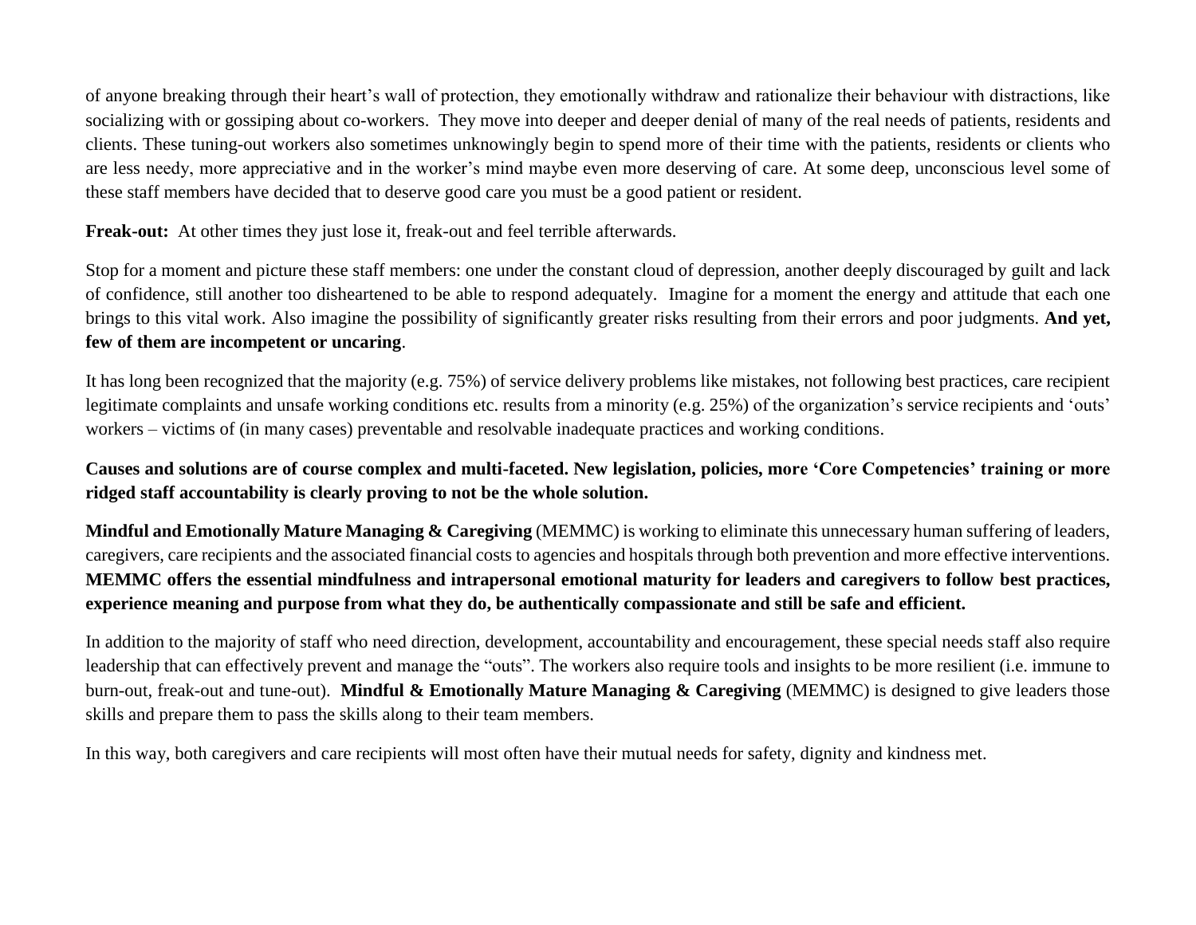of anyone breaking through their heart's wall of protection, they emotionally withdraw and rationalize their behaviour with distractions, like socializing with or gossiping about co-workers. They move into deeper and deeper denial of many of the real needs of patients, residents and clients. These tuning-out workers also sometimes unknowingly begin to spend more of their time with the patients, residents or clients who are less needy, more appreciative and in the worker's mind maybe even more deserving of care. At some deep, unconscious level some of these staff members have decided that to deserve good care you must be a good patient or resident.

**Freak-out:** At other times they just lose it, freak-out and feel terrible afterwards.

Stop for a moment and picture these staff members: one under the constant cloud of depression, another deeply discouraged by guilt and lack of confidence, still another too disheartened to be able to respond adequately. Imagine for a moment the energy and attitude that each one brings to this vital work. Also imagine the possibility of significantly greater risks resulting from their errors and poor judgments. **And yet, few of them are incompetent or uncaring**.

It has long been recognized that the majority (e.g. 75%) of service delivery problems like mistakes, not following best practices, care recipient legitimate complaints and unsafe working conditions etc. results from a minority (e.g. 25%) of the organization's service recipients and 'outs' workers – victims of (in many cases) preventable and resolvable inadequate practices and working conditions.

**Causes and solutions are of course complex and multi-faceted. New legislation, policies, more 'Core Competencies' training or more ridged staff accountability is clearly proving to not be the whole solution.**

**Mindful and Emotionally Mature Managing & Caregiving** (MEMMC) is working to eliminate this unnecessary human suffering of leaders, caregivers, care recipients and the associated financial costs to agencies and hospitals through both prevention and more effective interventions. **MEMMC offers the essential mindfulness and intrapersonal emotional maturity for leaders and caregivers to follow best practices, experience meaning and purpose from what they do, be authentically compassionate and still be safe and efficient.**

In addition to the majority of staff who need direction, development, accountability and encouragement, these special needs staff also require leadership that can effectively prevent and manage the "outs". The workers also require tools and insights to be more resilient (i.e. immune to burn-out, freak-out and tune-out). **Mindful & Emotionally Mature Managing & Caregiving** (MEMMC) is designed to give leaders those skills and prepare them to pass the skills along to their team members.

In this way, both caregivers and care recipients will most often have their mutual needs for safety, dignity and kindness met.